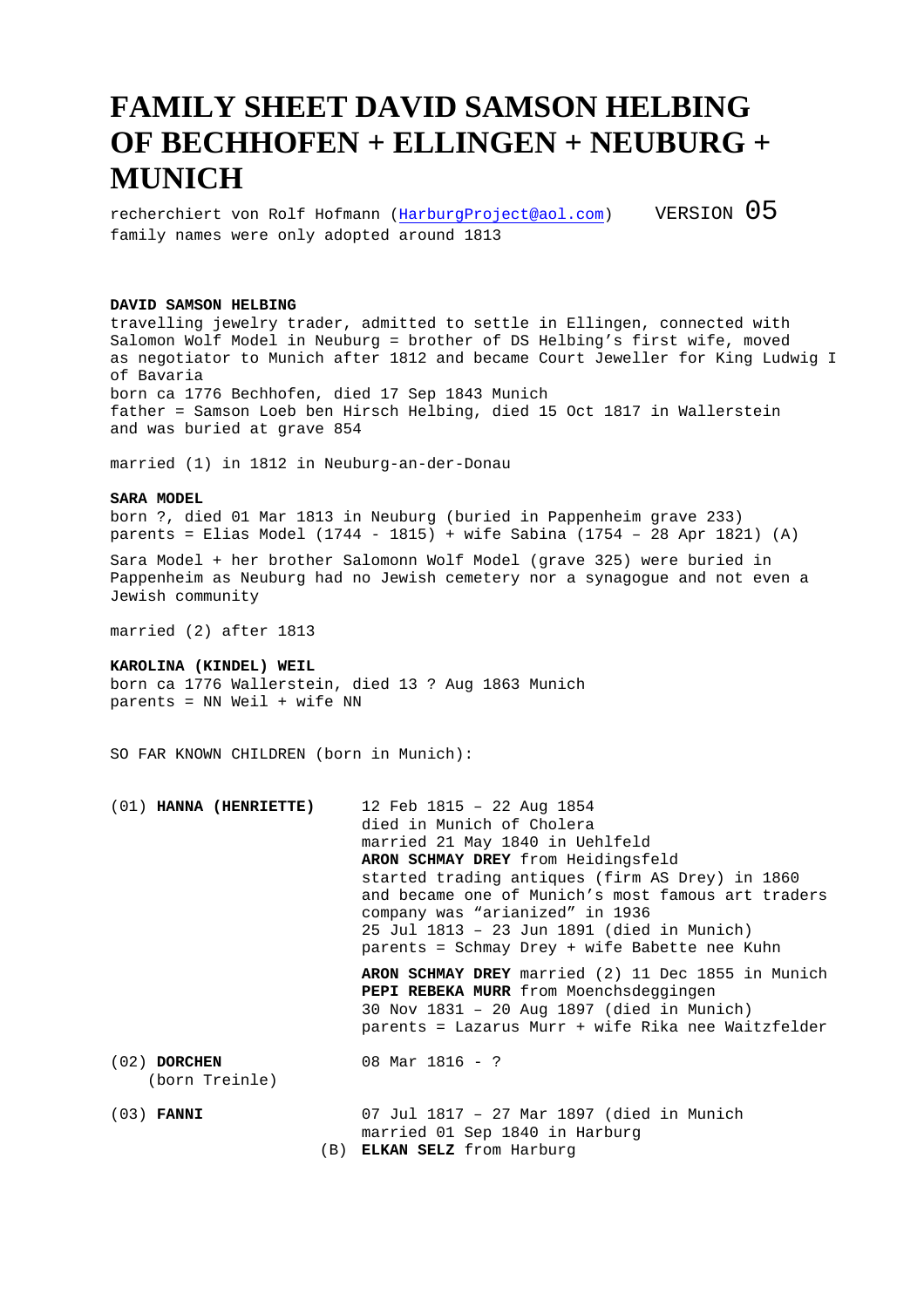# FAMILY SHEET DAVID SAMSON HELBING OF BECHHOFEN + ELLINGEN + NEUBURG + MUNICH

recherchiert von Rolf Hofmann (HarburgProject@aol.com) VERSION 05
family names were only adopted around 1813

**DAVID SAMSON HELBING**
travelling jewelry trader, admitted to settle in Ellingen, connected with Salomon Wolf Model in Neuburg = brother of DS Helbing's first wife, moved as negotiator to Munich after 1812 and became Court Jeweller for King Ludwig I of Bavaria
born ca 1776 Bechhofen, died 17 Sep 1843 Munich
father = Samson Loeb ben Hirsch Helbing, died 15 Oct 1817 in Wallerstein and was buried at grave 854

married (1) in 1812 in Neuburg-an-der-Donau

**SARA MODEL**
born ?, died 01 Mar 1813 in Neuburg (buried in Pappenheim grave 233)
parents = Elias Model (1744 - 1815) + wife Sabina (1754 – 28 Apr 1821) (A)

Sara Model + her brother Salomonn Wolf Model (grave 325) were buried in Pappenheim as Neuburg had no Jewish cemetery nor a synagogue and not even a Jewish community

married (2) after 1813

**KAROLINA (KINDEL) WEIL**
born ca 1776 Wallerstein, died 13 ? Aug 1863 Munich
parents = NN Weil + wife NN

SO FAR KNOWN CHILDREN (born in Munich):

(01) **HANNA (HENRIETTE)**
12 Feb 1815 – 22 Aug 1854
died in Munich of Cholera
married 21 May 1840 in Uehlfeld
**ARON SCHMAY DREY** from Heidingsfeld
started trading antiques (firm AS Drey) in 1860 and became one of Munich's most famous art traders
company was "arianized" in 1936
25 Jul 1813 – 23 Jun 1891 (died in Munich)
parents = Schmay Drey + wife Babette nee Kuhn

**ARON SCHMAY DREY** married (2) 11 Dec 1855 in Munich
**PEPI REBEKA MURR** from Moenchsdeggingen
30 Nov 1831 – 20 Aug 1897 (died in Munich)
parents = Lazarus Murr + wife Rika nee Waitzfelder

(02) **DORCHEN**
(born Treinle)
08 Mar 1816 - ?

(03) **FANNI**
07 Jul 1817 – 27 Mar 1897 (died in Munich
married 01 Sep 1840 in Harburg
(B) **ELKAN SELZ** from Harburg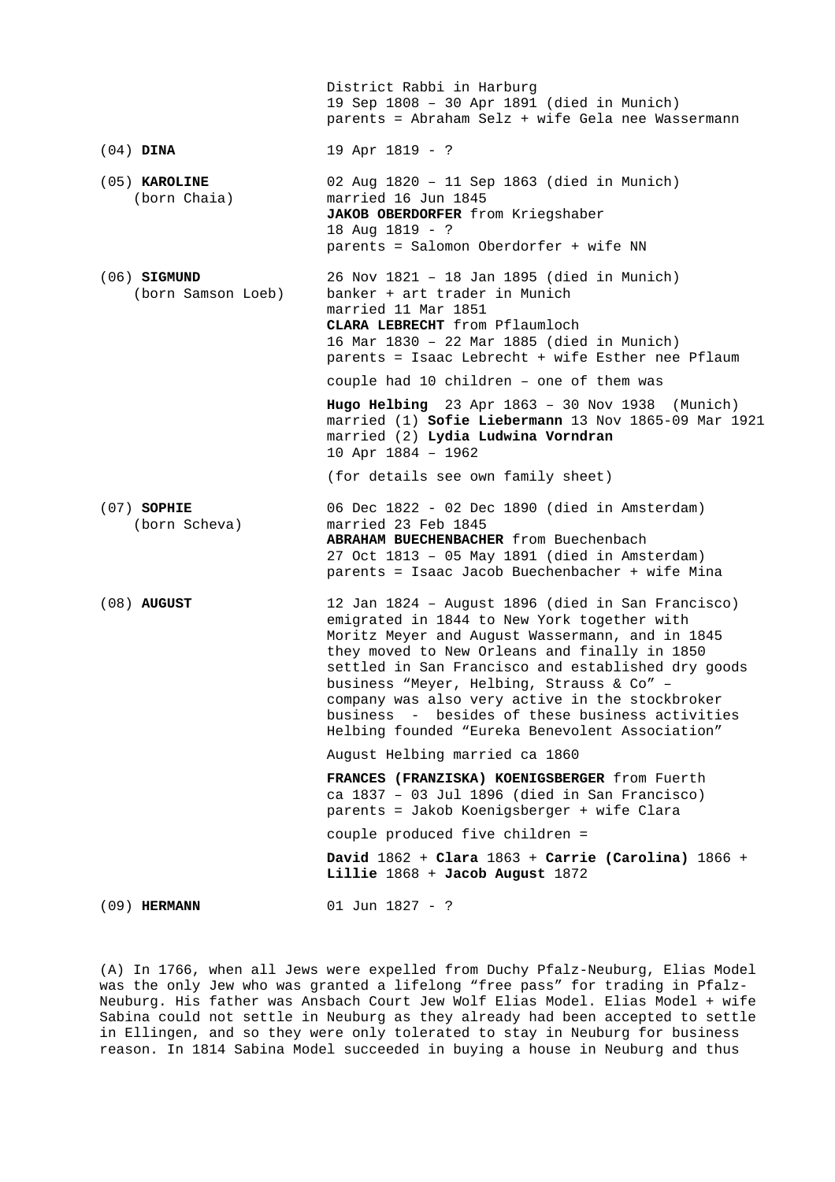| | |
|---|---|
| | District Rabbi in Harburg<br>19 Sep 1808 – 30 Apr 1891 (died in Munich)<br>parents = Abraham Selz + wife Gela nee Wassermann |
| (04) **DINA** | 19 Apr 1819 - ? |
| (05) **KAROLINE**<br>(born Chaia) | 02 Aug 1820 – 11 Sep 1863 (died in Munich)<br>married 16 Jun 1845<br>**JAKOB OBERDORFER** from Kriegshaber<br>18 Aug 1819 - ?<br>parents = Salomon Oberdorfer + wife NN |
| (06) **SIGMUND**<br>(born Samson Loeb) | 26 Nov 1821 – 18 Jan 1895 (died in Munich)<br>banker + art trader in Munich<br>married 11 Mar 1851<br>**CLARA LEBRECHT** from Pflaumloch<br>16 Mar 1830 – 22 Mar 1885 (died in Munich)<br>parents = Isaac Lebrecht + wife Esther nee Pflaum<br><br>couple had 10 children – one of them was<br><br>**Hugo Helbing** 23 Apr 1863 – 30 Nov 1938 (Munich)<br>married (1) **Sofie Liebermann** 13 Nov 1865-09 Mar 1921<br>married (2) **Lydia Ludwina Vorndran**<br>10 Apr 1884 – 1962<br><br>(for details see own family sheet) |
| (07) **SOPHIE**<br>(born Scheva) | 06 Dec 1822 - 02 Dec 1890 (died in Amsterdam)<br>married 23 Feb 1845<br>**ABRAHAM BUECHENBACHER** from Buechenbach<br>27 Oct 1813 – 05 May 1891 (died in Amsterdam)<br>parents = Isaac Jacob Buechenbacher + wife Mina |
| (08) **AUGUST** | 12 Jan 1824 – August 1896 (died in San Francisco)<br>emigrated in 1844 to New York together with Moritz Meyer and August Wassermann, and in 1845 they moved to New Orleans and finally in 1850 settled in San Francisco and established dry goods business "Meyer, Helbing, Strauss & Co" – company was also very active in the stockbroker business - besides of these business activities Helbing founded "Eureka Benevolent Association"<br><br>August Helbing married ca 1860<br><br>**FRANCES (FRANZISKA) KOENIGSBERGER** from Fuerth<br>ca 1837 – 03 Jul 1896 (died in San Francisco)<br>parents = Jakob Koenigsberger + wife Clara<br><br>couple produced five children =<br><br>**David** 1862 + **Clara** 1863 + **Carrie (Carolina)** 1866 + **Lillie** 1868 + **Jacob August** 1872 |
| (09) **HERMANN** | 01 Jun 1827 - ? |

(A) In 1766, when all Jews were expelled from Duchy Pfalz-Neuburg, Elias Model was the only Jew who was granted a lifelong "free pass" for trading in Pfalz-Neuburg. His father was Ansbach Court Jew Wolf Elias Model. Elias Model + wife Sabina could not settle in Neuburg as they already had been accepted to settle in Ellingen, and so they were only tolerated to stay in Neuburg for business reason. In 1814 Sabina Model succeeded in buying a house in Neuburg and thus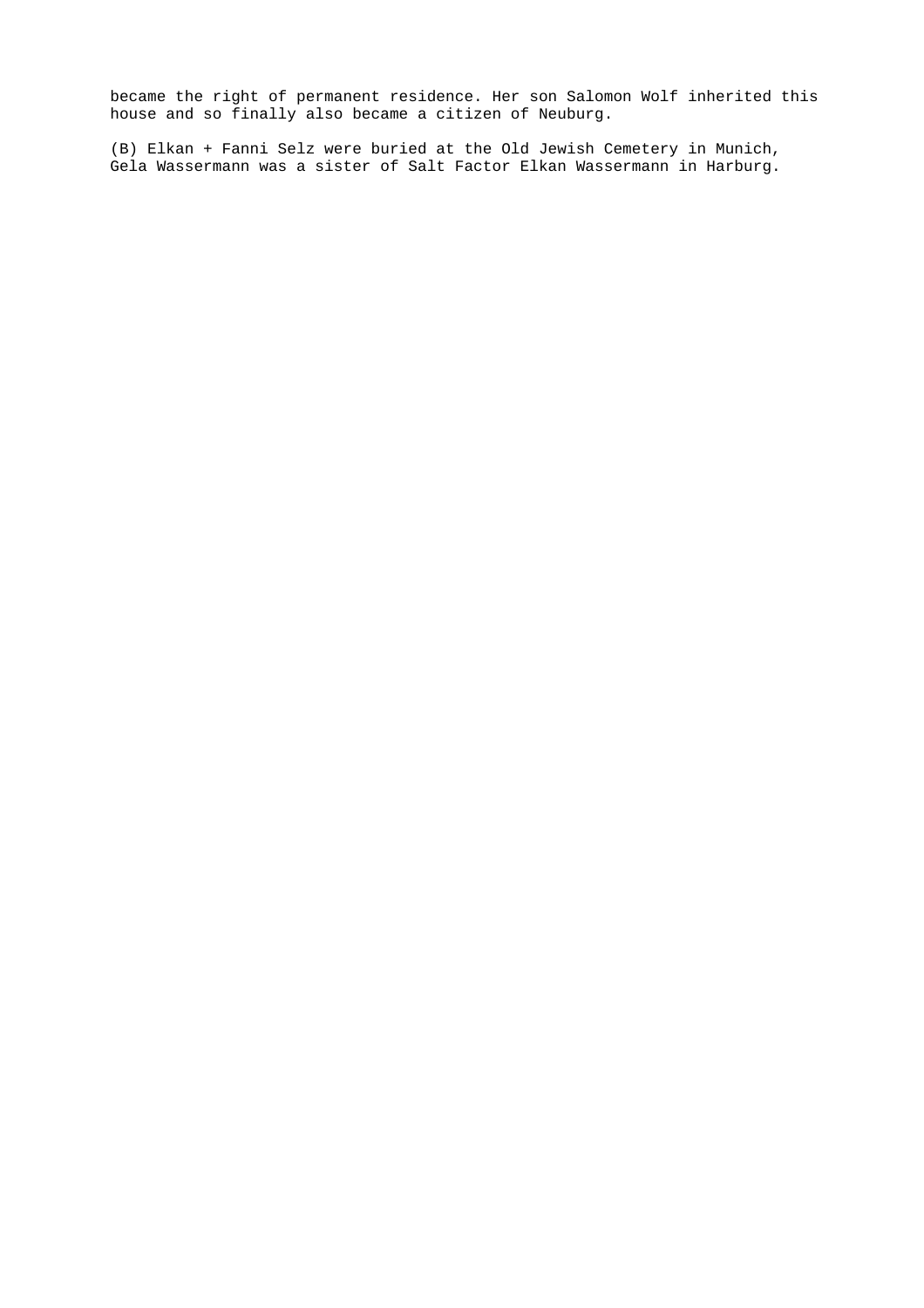became the right of permanent residence. Her son Salomon Wolf inherited this house and so finally also became a citizen of Neuburg.

(B) Elkan + Fanni Selz were buried at the Old Jewish Cemetery in Munich, Gela Wassermann was a sister of Salt Factor Elkan Wassermann in Harburg.